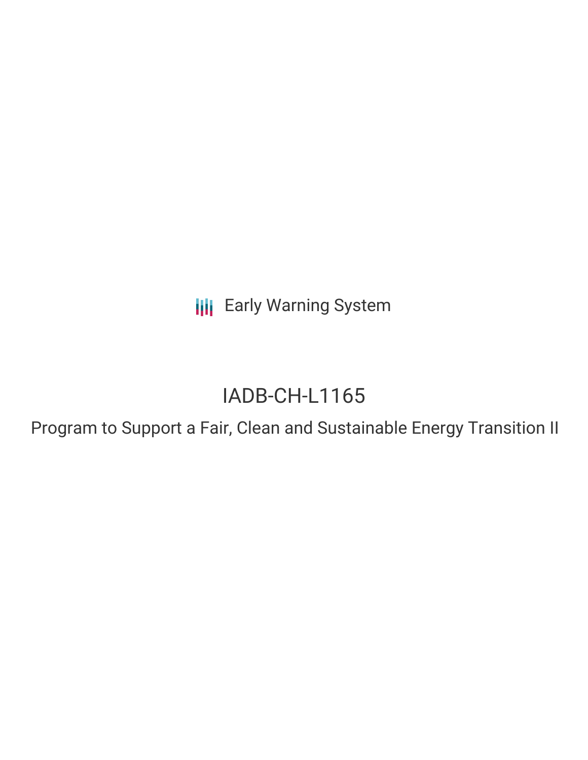Early Warning System

# IADB-CH-L1165

## Program to Support a Fair, Clean and Sustainable Energy Transition II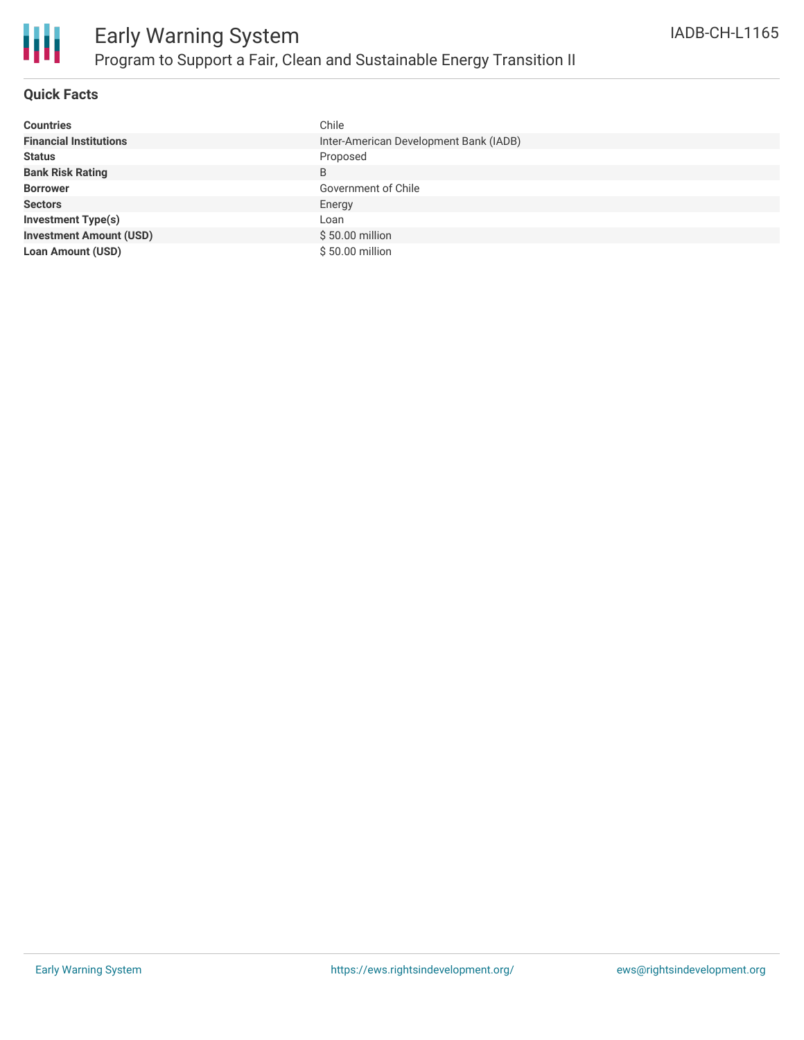# Early Warning System

## Program to Support a Fair, Clean and Sustainable Energy Transition II

IADB-CH-L1165

### Quick Facts

| | |
|---|---|
| **Countries** | Chile |
| **Financial Institutions** | Inter-American Development Bank (IADB) |
| **Status** | Proposed |
| **Bank Risk Rating** | B |
| **Borrower** | Government of Chile |
| **Sectors** | Energy |
| **Investment Type(s)** | Loan |
| **Investment Amount (USD)** | $ 50.00 million |
| **Loan Amount (USD)** | $ 50.00 million |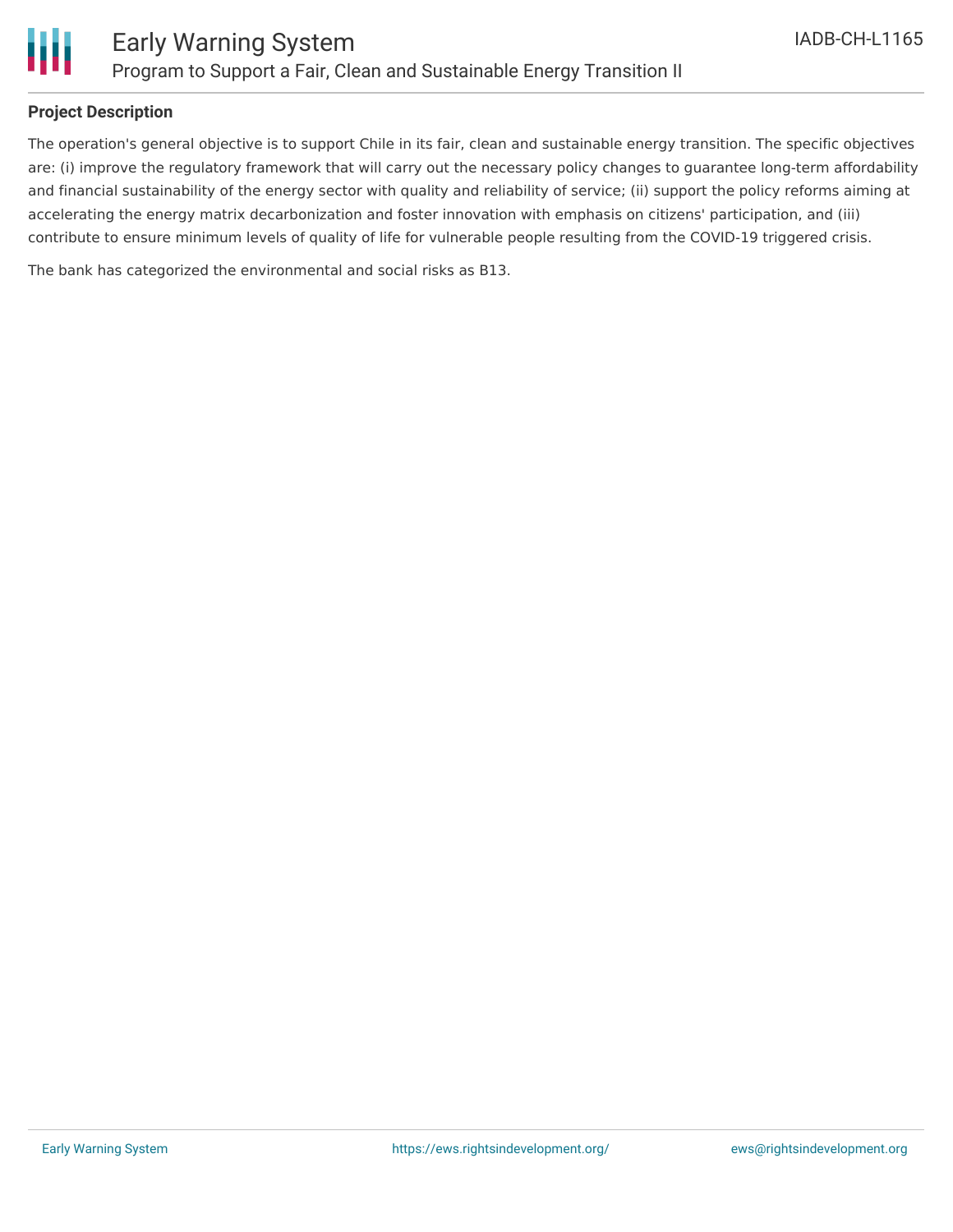**Project Description**

The operation's general objective is to support Chile in its fair, clean and sustainable energy transition. The specific objectives are: (i) improve the regulatory framework that will carry out the necessary policy changes to guarantee long-term affordability and financial sustainability of the energy sector with quality and reliability of service; (ii) support the policy reforms aiming at accelerating the energy matrix decarbonization and foster innovation with emphasis on citizens' participation, and (iii) contribute to ensure minimum levels of quality of life for vulnerable people resulting from the COVID-19 triggered crisis.

The bank has categorized the environmental and social risks as B13.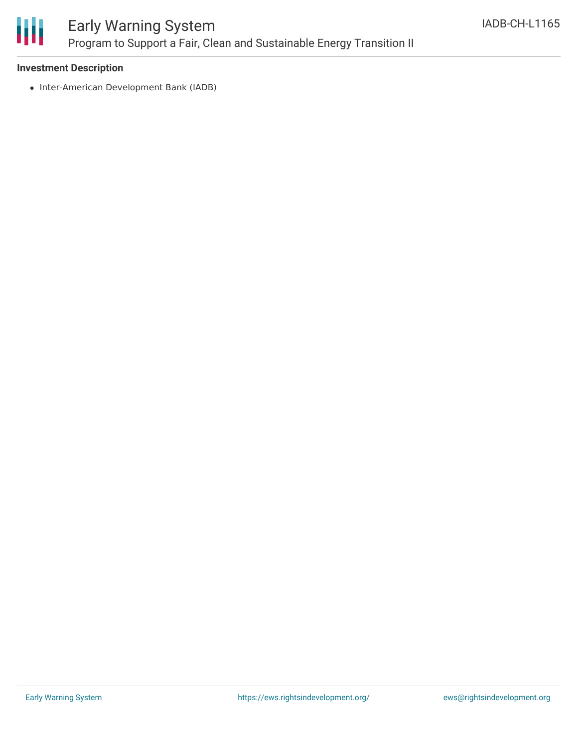**Investment Description**

- Inter-American Development Bank (IADB)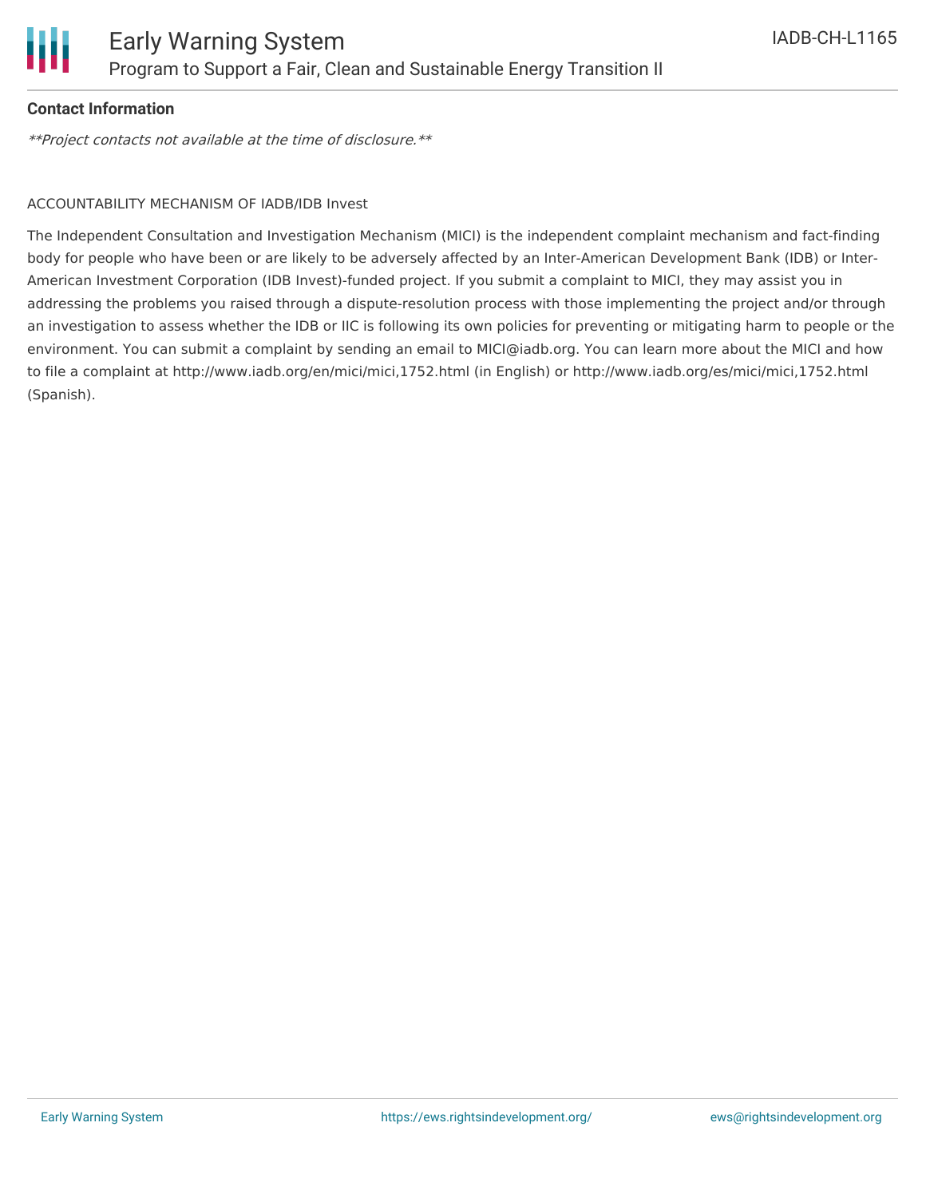**Contact Information**

*\*\*Project contacts not available at the time of disclosure.\*\**

ACCOUNTABILITY MECHANISM OF IADB/IDB Invest

The Independent Consultation and Investigation Mechanism (MICI) is the independent complaint mechanism and fact-finding body for people who have been or are likely to be adversely affected by an Inter-American Development Bank (IDB) or Inter-American Investment Corporation (IDB Invest)-funded project. If you submit a complaint to MICI, they may assist you in addressing the problems you raised through a dispute-resolution process with those implementing the project and/or through an investigation to assess whether the IDB or IIC is following its own policies for preventing or mitigating harm to people or the environment. You can submit a complaint by sending an email to MICI@iadb.org. You can learn more about the MICI and how to file a complaint at http://www.iadb.org/en/mici/mici,1752.html (in English) or http://www.iadb.org/es/mici/mici,1752.html (Spanish).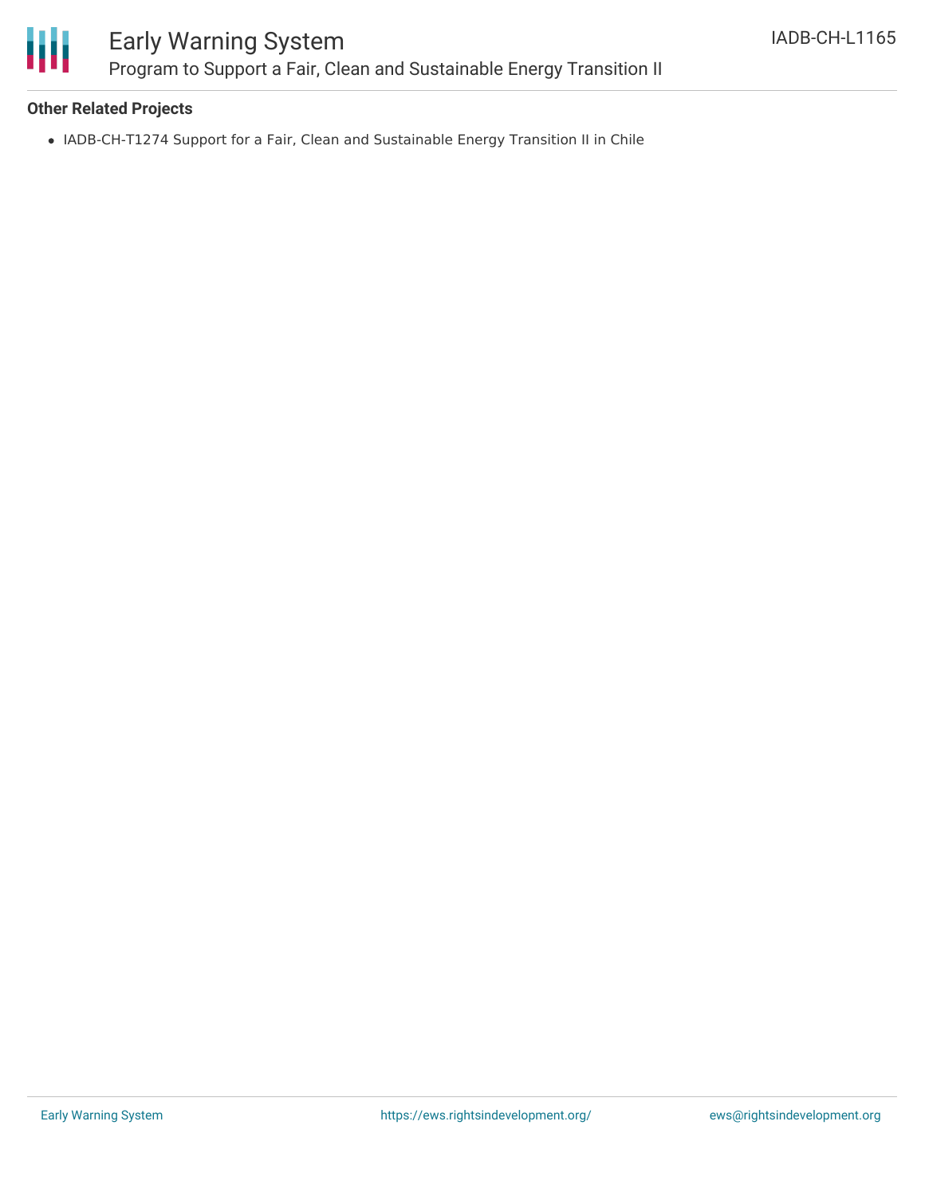#### Other Related Projects

- IADB-CH-T1274 Support for a Fair, Clean and Sustainable Energy Transition II in Chile